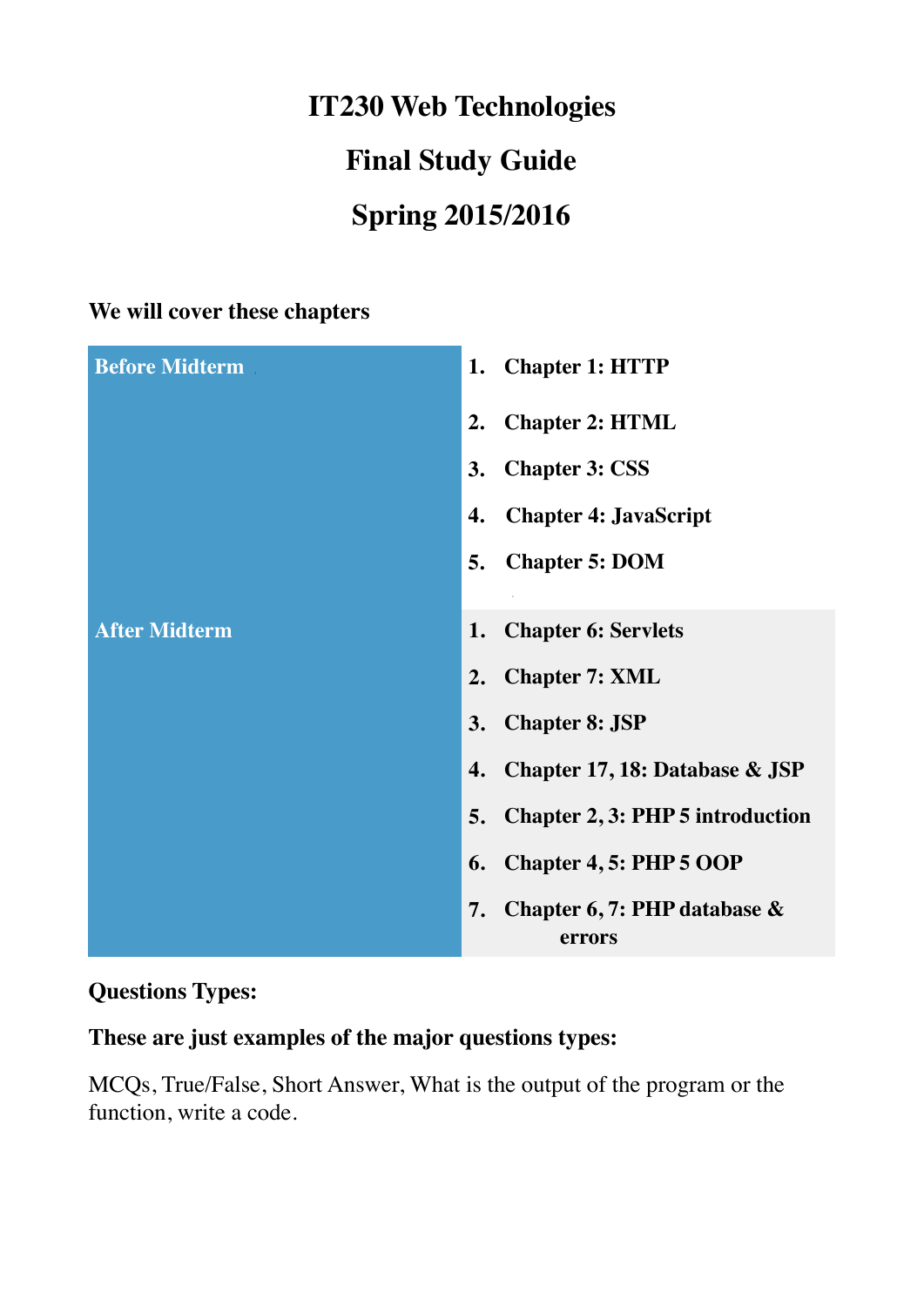# IT230 Web Technologies

# Final Study Guide

# Spring 2015/2016

**We will cover these chapters**

| | |
|---|---|
| **Before Midterm** | 1. **Chapter 1: HTTP**<br>2. **Chapter 2: HTML**<br>3. **Chapter 3: CSS**<br>4. **Chapter 4: JavaScript**<br>5. **Chapter 5: DOM** |
| **After Midterm** | 1. **Chapter 6: Servlets**<br>2. **Chapter 7: XML**<br>3. **Chapter 8: JSP**<br>4. **Chapter 17, 18: Database & JSP**<br>5. **Chapter 2, 3: PHP 5 introduction**<br>6. **Chapter 4, 5: PHP 5 OOP**<br>7. **Chapter 6, 7: PHP database & errors** |

**Questions Types:**

**These are just examples of the major questions types:**

MCQs, True/False, Short Answer, What is the output of the program or the function, write a code.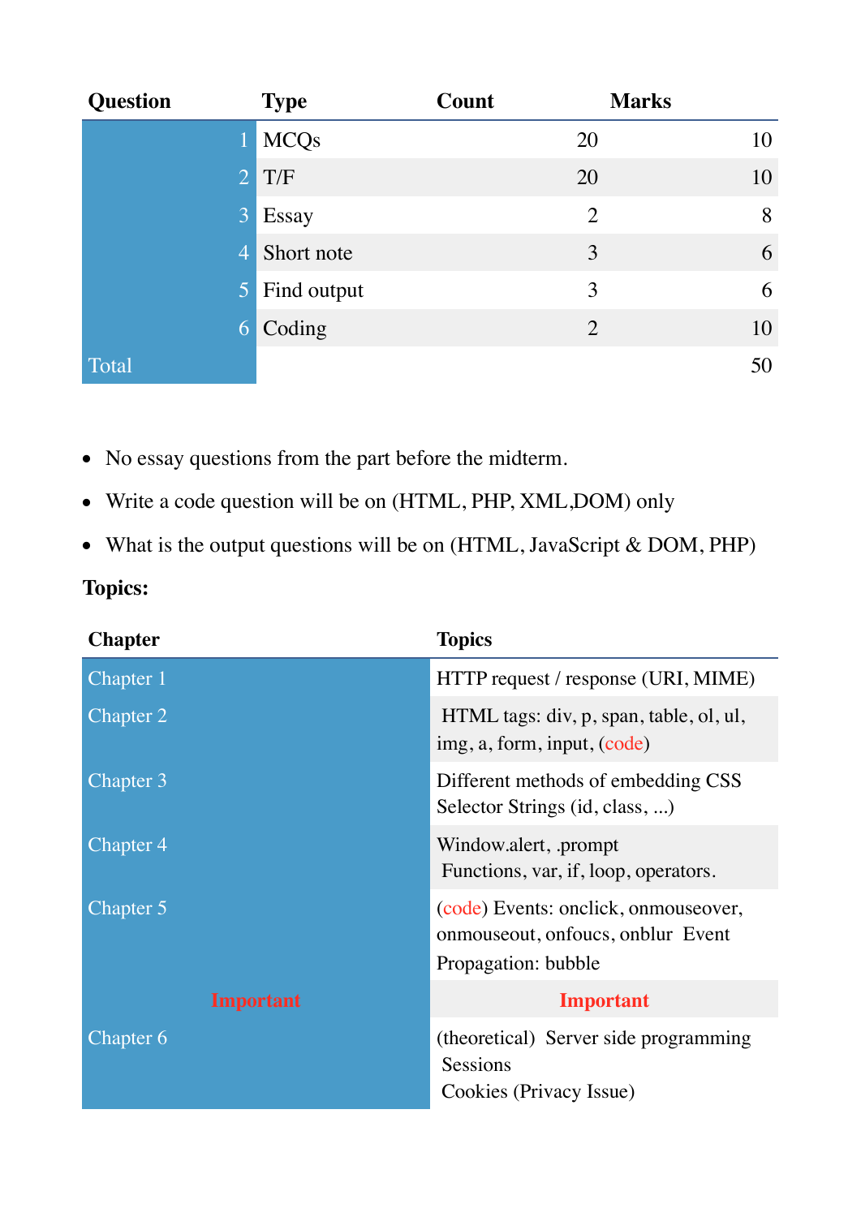| Question | Type | Count | Marks |
|---|---|---|---|
| 1 | MCQs | 20 | 10 |
| 2 | T/F | 20 | 10 |
| 3 | Essay | 2 | 8 |
| 4 | Short note | 3 | 6 |
| 5 | Find output | 3 | 6 |
| 6 | Coding | 2 | 10 |
| Total | | | 50 |

- No essay questions from the part before the midterm.
- Write a code question will be on (HTML, PHP, XML,DOM) only
- What is the output questions will be on (HTML, JavaScript & DOM, PHP)

**Topics:**

| Chapter | Topics |
|---|---|
| Chapter 1 | HTTP request / response (URI, MIME) |
| Chapter 2 | HTML tags: div, p, span, table, ol, ul, img, a, form, input, (code) |
| Chapter 3 | Different methods of embedding CSS Selector Strings (id, class, ...) |
| Chapter 4 | Window.alert, .prompt Functions, var, if, loop, operators. |
| Chapter 5 | (code) Events: onclick, onmouseover, onmouseout, onfoucs, onblur Event Propagation: bubble |
| **Important** | **Important** |
| Chapter 6 | (theoretical) Server side programming Sessions Cookies (Privacy Issue) |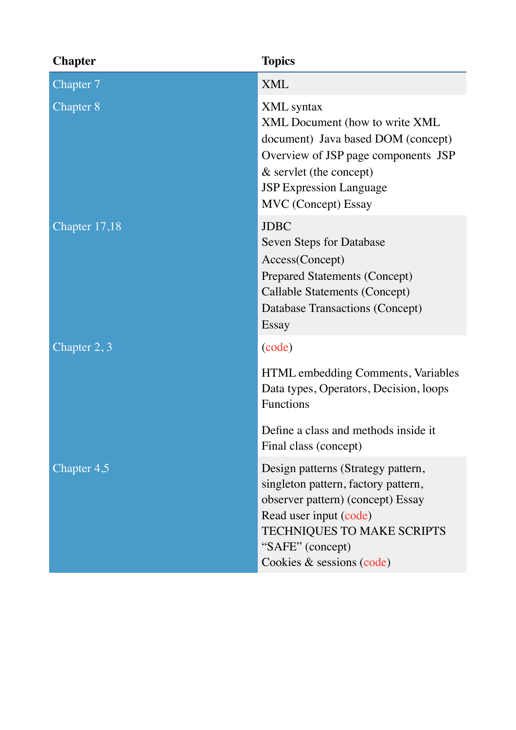| Chapter | Topics |
| --- | --- |
| Chapter 7 | XML |
| Chapter 8 | XML syntax<br>XML Document (how to write XML document)  Java based DOM (concept)<br>Overview of JSP page components  JSP & servlet (the concept)<br>JSP Expression Language<br>MVC (Concept) Essay |
| Chapter 17,18 | JDBC<br>Seven Steps for Database Access(Concept)<br>Prepared Statements (Concept)<br>Callable Statements (Concept)<br>Database Transactions (Concept)<br>Essay |
| Chapter 2, 3 | (code)<br><br>HTML embedding Comments, Variables Data types, Operators, Decision, loops Functions<br><br>Define a class and methods inside it<br>Final class (concept) |
| Chapter 4,5 | Design patterns (Strategy pattern, singleton pattern, factory pattern, observer pattern) (concept) Essay<br>Read user input (code)<br>TECHNIQUES TO MAKE SCRIPTS "SAFE" (concept)<br>Cookies & sessions (code) |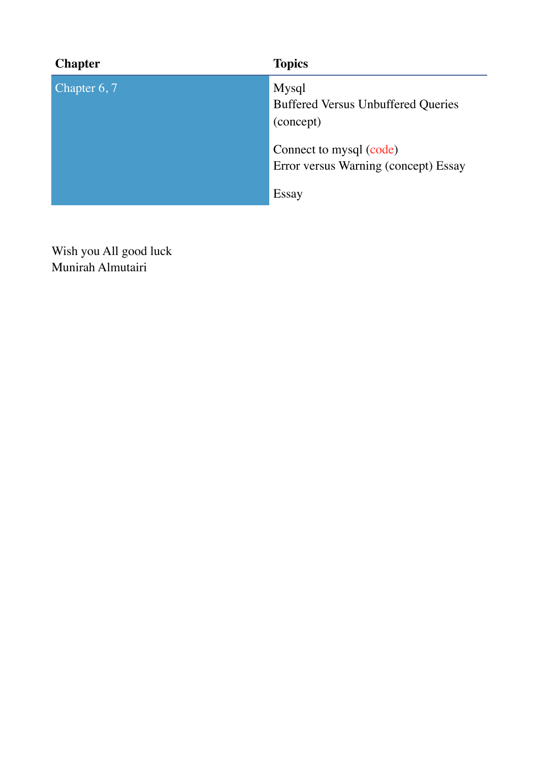| Chapter | Topics |
| --- | --- |
| Chapter 6, 7 | Mysql<br>Buffered Versus Unbuffered Queries (concept)<br><br>Connect to mysql (code)<br>Error versus Warning (concept) Essay<br><br>Essay |

Wish you All good luck
Munirah Almutairi